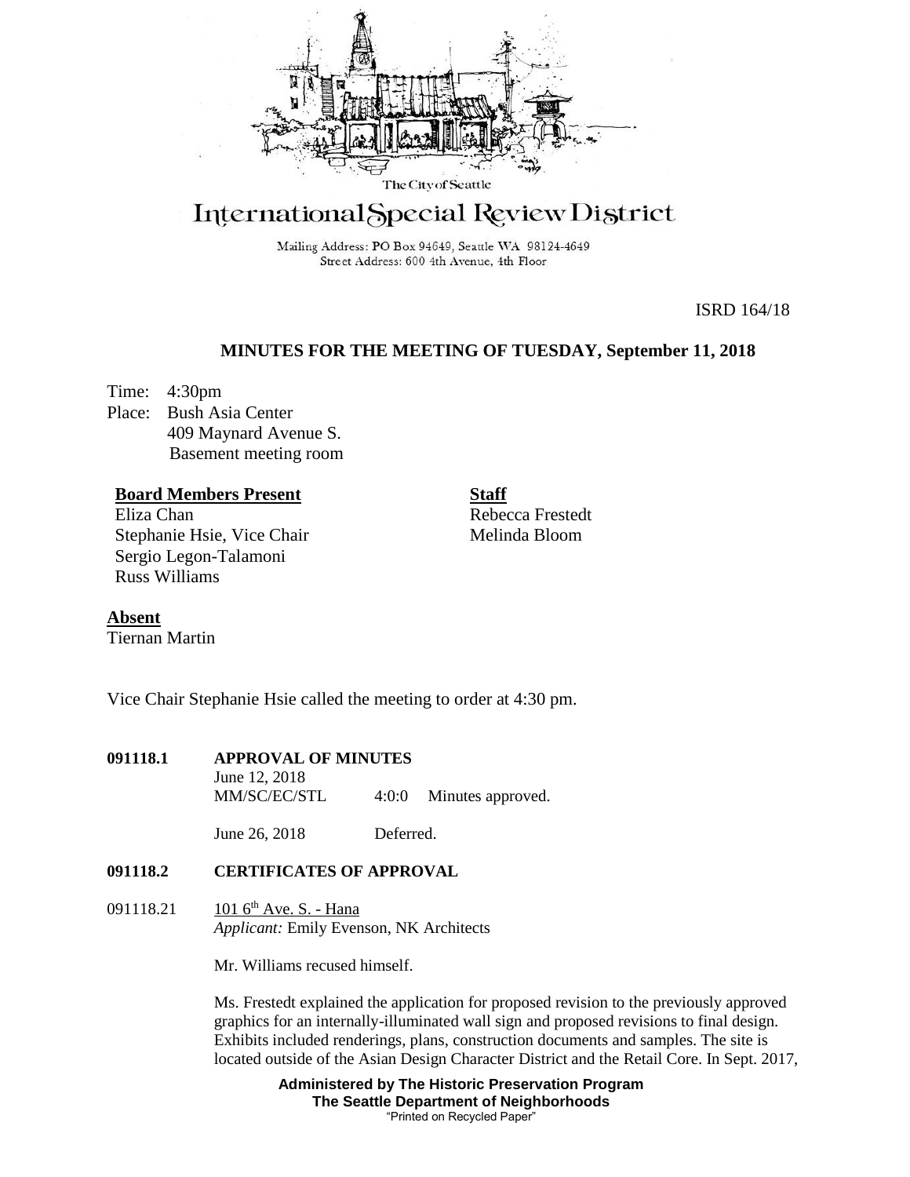The City of Seattle

# International Special Review District

Mailing Address: PO Box 94649, Seattle WA 98124-4649
Street Address: 600 4th Avenue, 4th Floor

ISRD 164/18

## MINUTES FOR THE MEETING OF TUESDAY, September 11, 2018

Time: 4:30pm
Place: Bush Asia Center
409 Maynard Avenue S.
Basement meeting room

**Board Members Present**
Eliza Chan
Stephanie Hsie, Vice Chair
Sergio Legon-Talamoni
Russ Williams

**Staff**
Rebecca Frestedt
Melinda Bloom

**Absent**
Tiernan Martin

Vice Chair Stephanie Hsie called the meeting to order at 4:30 pm.

**091118.1 APPROVAL OF MINUTES**

June 12, 2018
MM/SC/EC/STL 4:0:0 Minutes approved.

June 26, 2018 Deferred.

**091118.2 CERTIFICATES OF APPROVAL**

091118.21 101 6th Ave. S. - Hana
*Applicant:* Emily Evenson, NK Architects

Mr. Williams recused himself.

Ms. Frestedt explained the application for proposed revision to the previously approved graphics for an internally-illuminated wall sign and proposed revisions to final design. Exhibits included renderings, plans, construction documents and samples. The site is located outside of the Asian Design Character District and the Retail Core. In Sept. 2017,

**Administered by The Historic Preservation Program**
**The Seattle Department of Neighborhoods**
"Printed on Recycled Paper"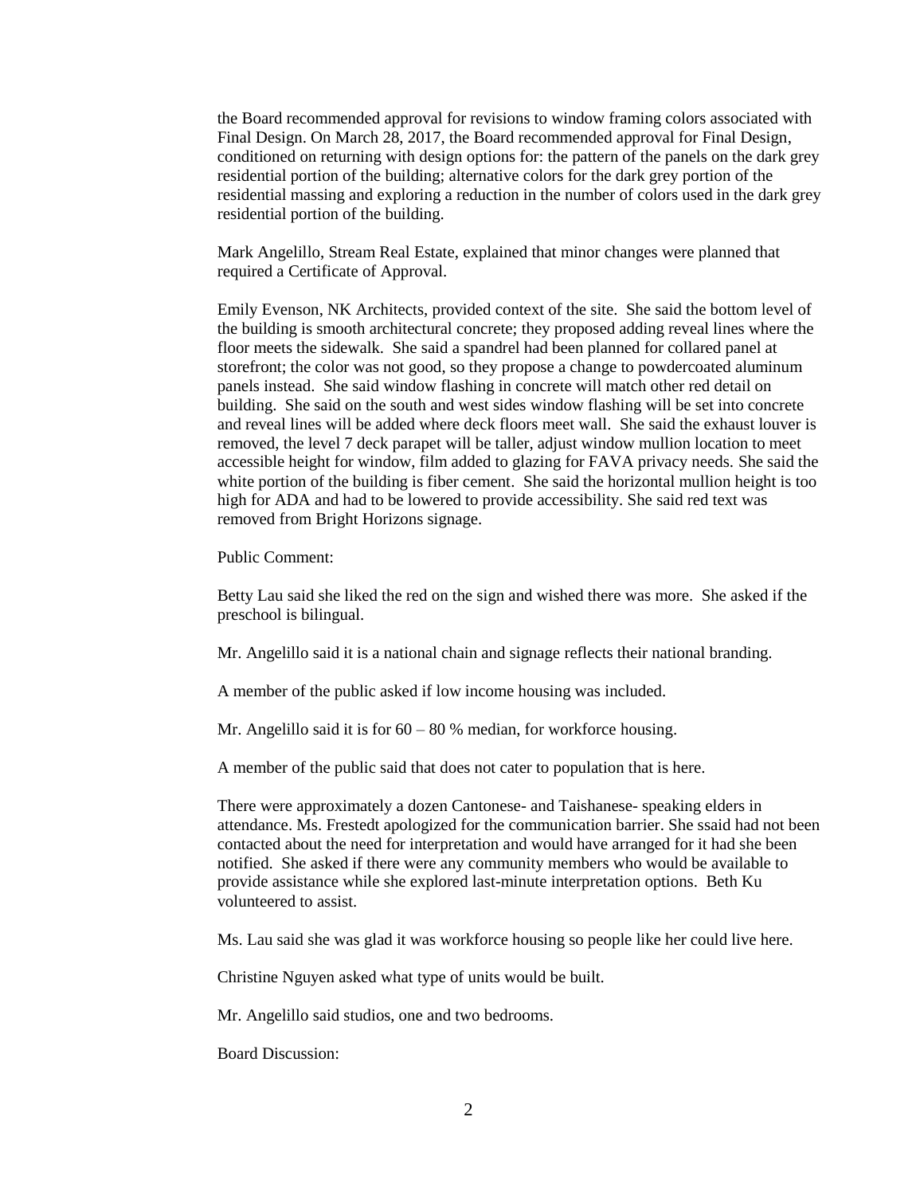the Board recommended approval for revisions to window framing colors associated with Final Design. On March 28, 2017, the Board recommended approval for Final Design, conditioned on returning with design options for: the pattern of the panels on the dark grey residential portion of the building; alternative colors for the dark grey portion of the residential massing and exploring a reduction in the number of colors used in the dark grey residential portion of the building.

Mark Angelillo, Stream Real Estate, explained that minor changes were planned that required a Certificate of Approval.

Emily Evenson, NK Architects, provided context of the site. She said the bottom level of the building is smooth architectural concrete; they proposed adding reveal lines where the floor meets the sidewalk. She said a spandrel had been planned for collared panel at storefront; the color was not good, so they propose a change to powdercoated aluminum panels instead. She said window flashing in concrete will match other red detail on building. She said on the south and west sides window flashing will be set into concrete and reveal lines will be added where deck floors meet wall. She said the exhaust louver is removed, the level 7 deck parapet will be taller, adjust window mullion location to meet accessible height for window, film added to glazing for FAVA privacy needs. She said the white portion of the building is fiber cement. She said the horizontal mullion height is too high for ADA and had to be lowered to provide accessibility. She said red text was removed from Bright Horizons signage.

Public Comment:

Betty Lau said she liked the red on the sign and wished there was more. She asked if the preschool is bilingual.

Mr. Angelillo said it is a national chain and signage reflects their national branding.

A member of the public asked if low income housing was included.

Mr. Angelillo said it is for 60 – 80 % median, for workforce housing.

A member of the public said that does not cater to population that is here.

There were approximately a dozen Cantonese- and Taishanese- speaking elders in attendance. Ms. Frestedt apologized for the communication barrier. She ssaid had not been contacted about the need for interpretation and would have arranged for it had she been notified. She asked if there were any community members who would be available to provide assistance while she explored last-minute interpretation options. Beth Ku volunteered to assist.

Ms. Lau said she was glad it was workforce housing so people like her could live here.

Christine Nguyen asked what type of units would be built.

Mr. Angelillo said studios, one and two bedrooms.

Board Discussion: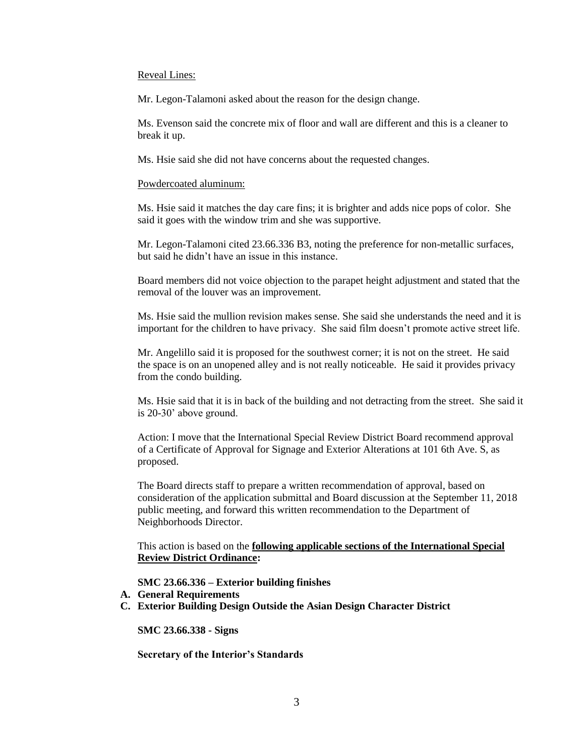Reveal Lines:

Mr. Legon-Talamoni asked about the reason for the design change.

Ms. Evenson said the concrete mix of floor and wall are different and this is a cleaner to break it up.

Ms. Hsie said she did not have concerns about the requested changes.

Powdercoated aluminum:

Ms. Hsie said it matches the day care fins; it is brighter and adds nice pops of color. She said it goes with the window trim and she was supportive.

Mr. Legon-Talamoni cited 23.66.336 B3, noting the preference for non-metallic surfaces, but said he didn't have an issue in this instance.

Board members did not voice objection to the parapet height adjustment and stated that the removal of the louver was an improvement.

Ms. Hsie said the mullion revision makes sense. She said she understands the need and it is important for the children to have privacy. She said film doesn't promote active street life.

Mr. Angelillo said it is proposed for the southwest corner; it is not on the street. He said the space is on an unopened alley and is not really noticeable. He said it provides privacy from the condo building.

Ms. Hsie said that it is in back of the building and not detracting from the street. She said it is 20-30' above ground.

Action: I move that the International Special Review District Board recommend approval of a Certificate of Approval for Signage and Exterior Alterations at 101 6th Ave. S, as proposed.

The Board directs staff to prepare a written recommendation of approval, based on consideration of the application submittal and Board discussion at the September 11, 2018 public meeting, and forward this written recommendation to the Department of Neighborhoods Director.

This action is based on the **following applicable sections of the International Special Review District Ordinance:**

**SMC 23.66.336 – Exterior building finishes**

**A. General Requirements**
**C. Exterior Building Design Outside the Asian Design Character District**

**SMC 23.66.338 - Signs**

**Secretary of the Interior's Standards**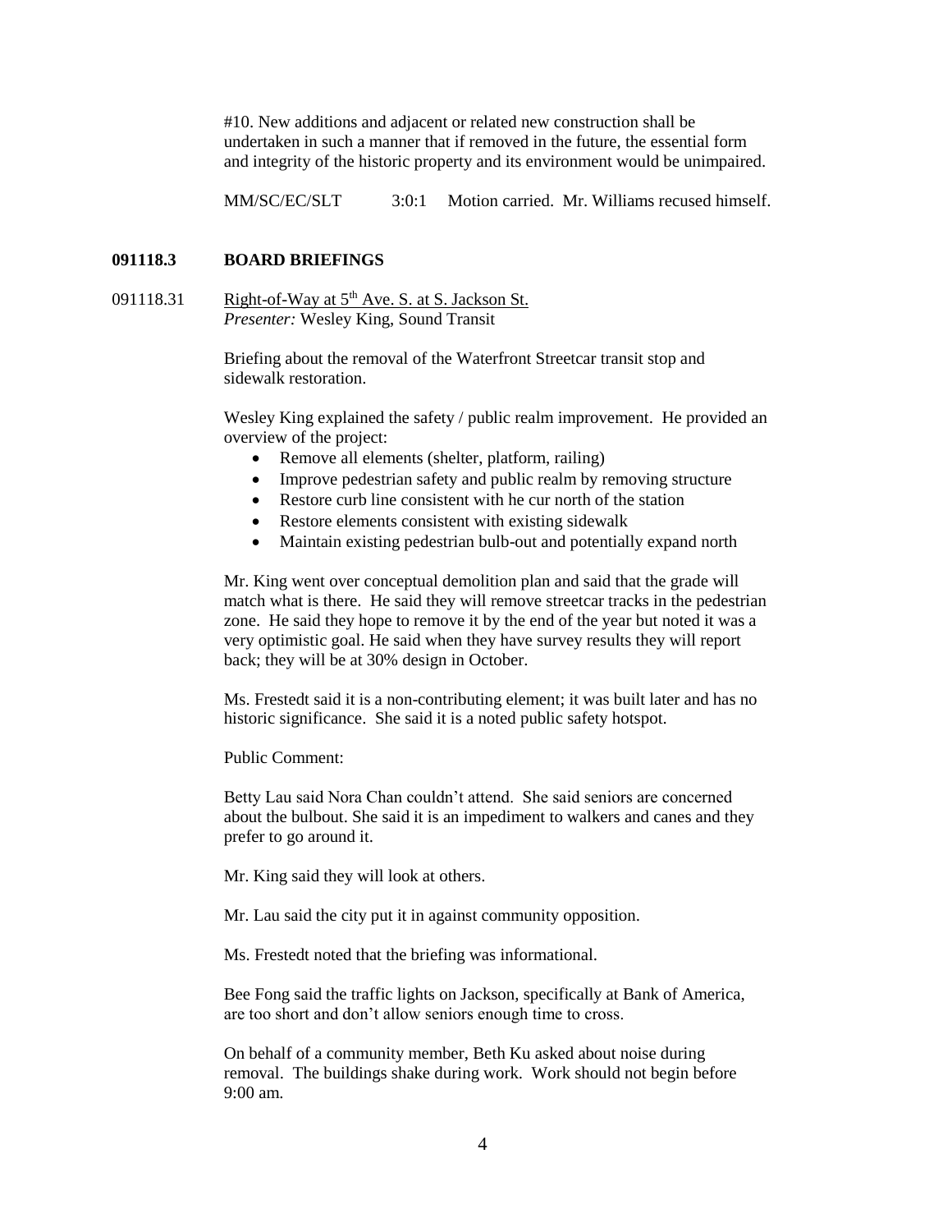#10. New additions and adjacent or related new construction shall be undertaken in such a manner that if removed in the future, the essential form and integrity of the historic property and its environment would be unimpaired.

MM/SC/EC/SLT 3:0:1 Motion carried. Mr. Williams recused himself.

**091118.3 BOARD BRIEFINGS**

091118.31 Right-of-Way at 5th Ave. S. at S. Jackson St.
*Presenter:* Wesley King, Sound Transit

Briefing about the removal of the Waterfront Streetcar transit stop and sidewalk restoration.

Wesley King explained the safety / public realm improvement. He provided an overview of the project:

- Remove all elements (shelter, platform, railing)
- Improve pedestrian safety and public realm by removing structure
- Restore curb line consistent with he cur north of the station
- Restore elements consistent with existing sidewalk
- Maintain existing pedestrian bulb-out and potentially expand north

Mr. King went over conceptual demolition plan and said that the grade will match what is there. He said they will remove streetcar tracks in the pedestrian zone. He said they hope to remove it by the end of the year but noted it was a very optimistic goal. He said when they have survey results they will report back; they will be at 30% design in October.

Ms. Frestedt said it is a non-contributing element; it was built later and has no historic significance. She said it is a noted public safety hotspot.

Public Comment:

Betty Lau said Nora Chan couldn't attend. She said seniors are concerned about the bulbout. She said it is an impediment to walkers and canes and they prefer to go around it.

Mr. King said they will look at others.

Mr. Lau said the city put it in against community opposition.

Ms. Frestedt noted that the briefing was informational.

Bee Fong said the traffic lights on Jackson, specifically at Bank of America, are too short and don't allow seniors enough time to cross.

On behalf of a community member, Beth Ku asked about noise during removal. The buildings shake during work. Work should not begin before 9:00 am.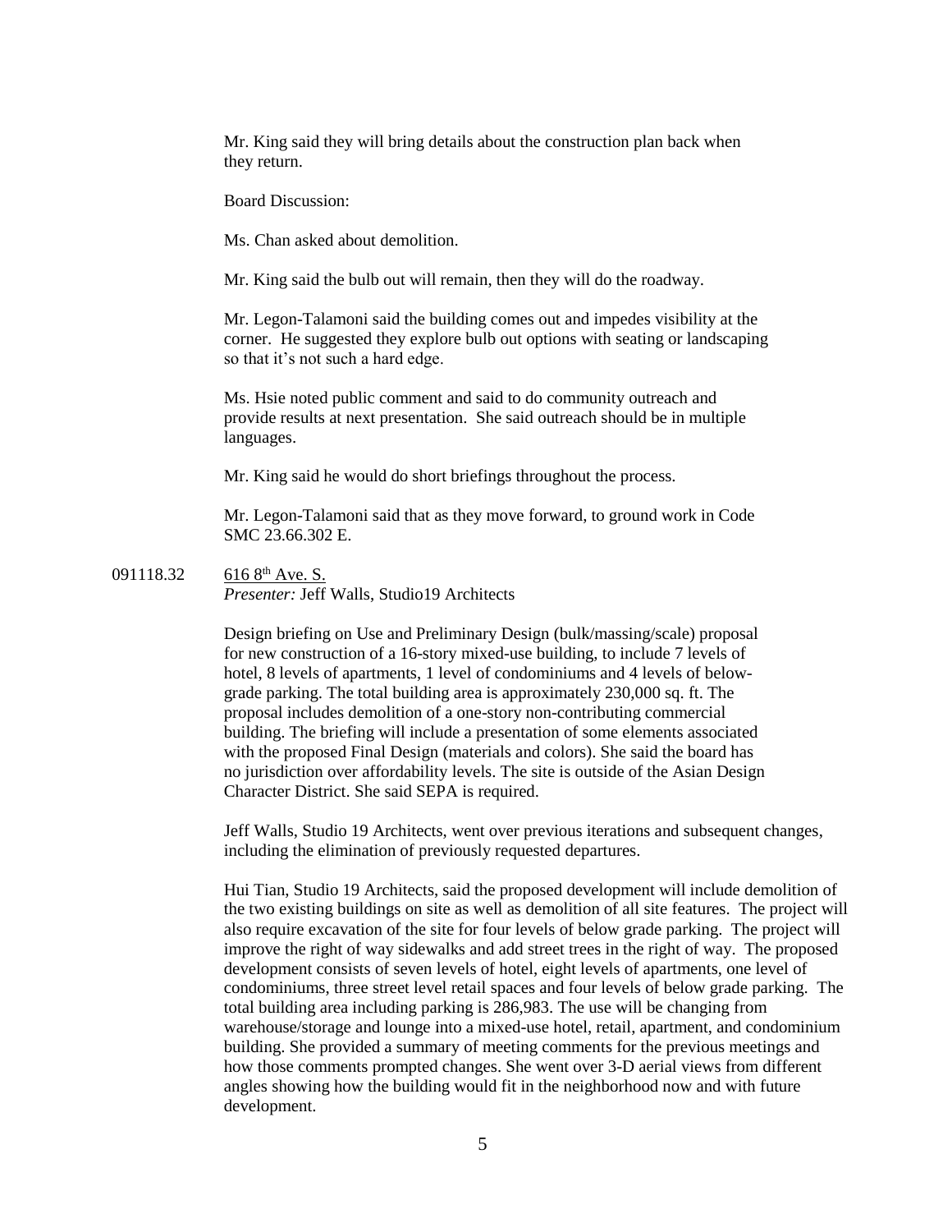Mr. King said they will bring details about the construction plan back when they return.

Board Discussion:

Ms. Chan asked about demolition.

Mr. King said the bulb out will remain, then they will do the roadway.

Mr. Legon-Talamoni said the building comes out and impedes visibility at the corner. He suggested they explore bulb out options with seating or landscaping so that it's not such a hard edge.

Ms. Hsie noted public comment and said to do community outreach and provide results at next presentation. She said outreach should be in multiple languages.

Mr. King said he would do short briefings throughout the process.

Mr. Legon-Talamoni said that as they move forward, to ground work in Code SMC 23.66.302 E.

091118.32 616 8th Ave. S.
*Presenter:* Jeff Walls, Studio19 Architects

Design briefing on Use and Preliminary Design (bulk/massing/scale) proposal for new construction of a 16-story mixed-use building, to include 7 levels of hotel, 8 levels of apartments, 1 level of condominiums and 4 levels of below-grade parking. The total building area is approximately 230,000 sq. ft. The proposal includes demolition of a one-story non-contributing commercial building. The briefing will include a presentation of some elements associated with the proposed Final Design (materials and colors). She said the board has no jurisdiction over affordability levels. The site is outside of the Asian Design Character District. She said SEPA is required.

Jeff Walls, Studio 19 Architects, went over previous iterations and subsequent changes, including the elimination of previously requested departures.

Hui Tian, Studio 19 Architects, said the proposed development will include demolition of the two existing buildings on site as well as demolition of all site features. The project will also require excavation of the site for four levels of below grade parking. The project will improve the right of way sidewalks and add street trees in the right of way. The proposed development consists of seven levels of hotel, eight levels of apartments, one level of condominiums, three street level retail spaces and four levels of below grade parking. The total building area including parking is 286,983. The use will be changing from warehouse/storage and lounge into a mixed-use hotel, retail, apartment, and condominium building. She provided a summary of meeting comments for the previous meetings and how those comments prompted changes. She went over 3-D aerial views from different angles showing how the building would fit in the neighborhood now and with future development.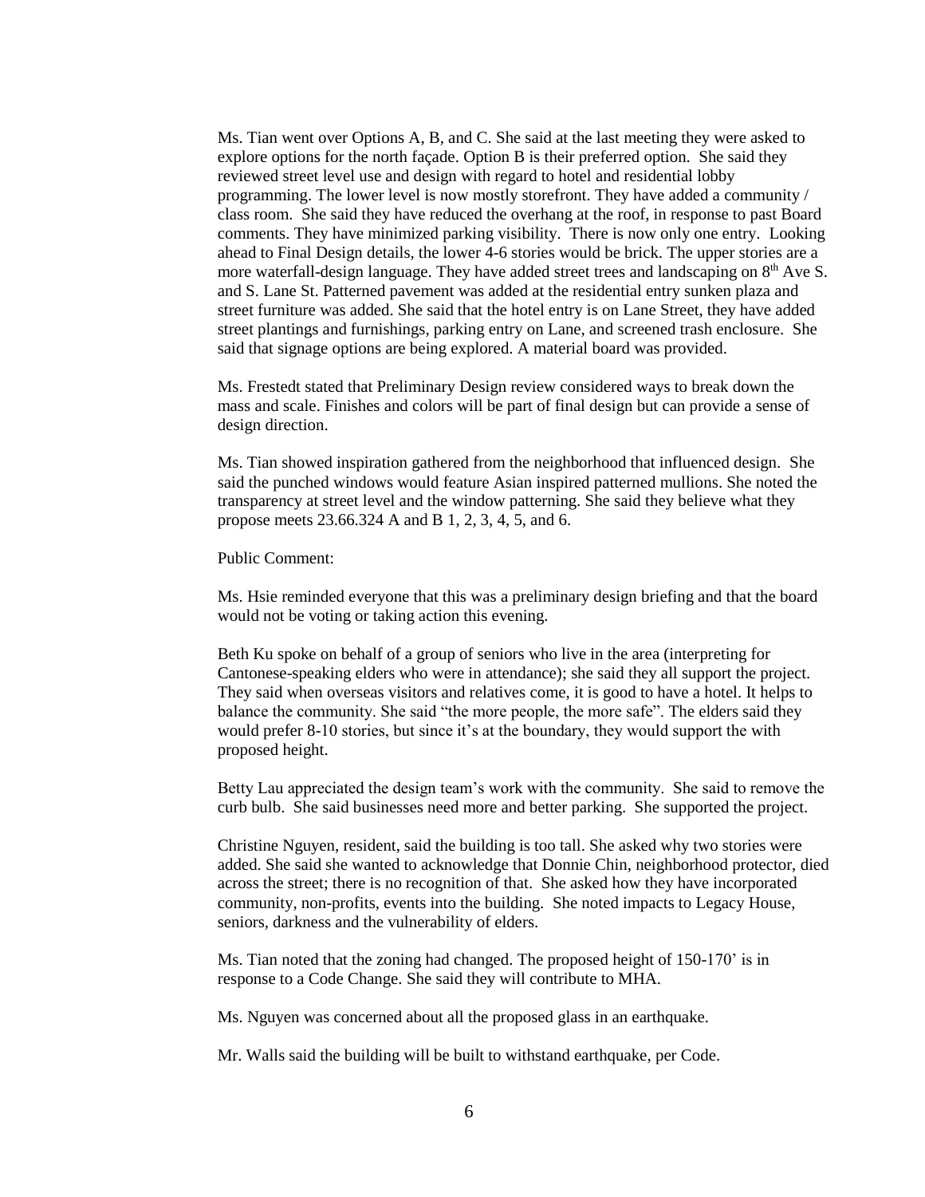Ms. Tian went over Options A, B, and C. She said at the last meeting they were asked to explore options for the north façade. Option B is their preferred option. She said they reviewed street level use and design with regard to hotel and residential lobby programming. The lower level is now mostly storefront. They have added a community / class room. She said they have reduced the overhang at the roof, in response to past Board comments. They have minimized parking visibility. There is now only one entry. Looking ahead to Final Design details, the lower 4-6 stories would be brick. The upper stories are a more waterfall-design language. They have added street trees and landscaping on 8th Ave S. and S. Lane St. Patterned pavement was added at the residential entry sunken plaza and street furniture was added. She said that the hotel entry is on Lane Street, they have added street plantings and furnishings, parking entry on Lane, and screened trash enclosure. She said that signage options are being explored. A material board was provided.

Ms. Frestedt stated that Preliminary Design review considered ways to break down the mass and scale. Finishes and colors will be part of final design but can provide a sense of design direction.

Ms. Tian showed inspiration gathered from the neighborhood that influenced design. She said the punched windows would feature Asian inspired patterned mullions. She noted the transparency at street level and the window patterning. She said they believe what they propose meets 23.66.324 A and B 1, 2, 3, 4, 5, and 6.

Public Comment:

Ms. Hsie reminded everyone that this was a preliminary design briefing and that the board would not be voting or taking action this evening.

Beth Ku spoke on behalf of a group of seniors who live in the area (interpreting for Cantonese-speaking elders who were in attendance); she said they all support the project. They said when overseas visitors and relatives come, it is good to have a hotel. It helps to balance the community. She said "the more people, the more safe". The elders said they would prefer 8-10 stories, but since it's at the boundary, they would support the with proposed height.

Betty Lau appreciated the design team's work with the community. She said to remove the curb bulb. She said businesses need more and better parking. She supported the project.

Christine Nguyen, resident, said the building is too tall. She asked why two stories were added. She said she wanted to acknowledge that Donnie Chin, neighborhood protector, died across the street; there is no recognition of that. She asked how they have incorporated community, non-profits, events into the building. She noted impacts to Legacy House, seniors, darkness and the vulnerability of elders.

Ms. Tian noted that the zoning had changed. The proposed height of 150-170' is in response to a Code Change. She said they will contribute to MHA.

Ms. Nguyen was concerned about all the proposed glass in an earthquake.

Mr. Walls said the building will be built to withstand earthquake, per Code.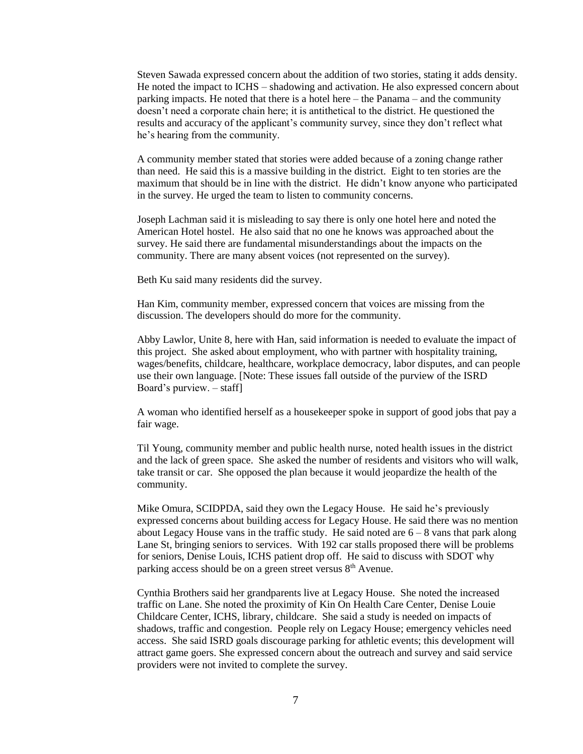Steven Sawada expressed concern about the addition of two stories, stating it adds density. He noted the impact to ICHS – shadowing and activation. He also expressed concern about parking impacts. He noted that there is a hotel here – the Panama – and the community doesn't need a corporate chain here; it is antithetical to the district. He questioned the results and accuracy of the applicant's community survey, since they don't reflect what he's hearing from the community.

A community member stated that stories were added because of a zoning change rather than need. He said this is a massive building in the district. Eight to ten stories are the maximum that should be in line with the district. He didn't know anyone who participated in the survey. He urged the team to listen to community concerns.

Joseph Lachman said it is misleading to say there is only one hotel here and noted the American Hotel hostel. He also said that no one he knows was approached about the survey. He said there are fundamental misunderstandings about the impacts on the community. There are many absent voices (not represented on the survey).

Beth Ku said many residents did the survey.

Han Kim, community member, expressed concern that voices are missing from the discussion. The developers should do more for the community.

Abby Lawlor, Unite 8, here with Han, said information is needed to evaluate the impact of this project. She asked about employment, who with partner with hospitality training, wages/benefits, childcare, healthcare, workplace democracy, labor disputes, and can people use their own language. [Note: These issues fall outside of the purview of the ISRD Board's purview. – staff]

A woman who identified herself as a housekeeper spoke in support of good jobs that pay a fair wage.

Til Young, community member and public health nurse, noted health issues in the district and the lack of green space. She asked the number of residents and visitors who will walk, take transit or car. She opposed the plan because it would jeopardize the health of the community.

Mike Omura, SCIDPDA, said they own the Legacy House. He said he's previously expressed concerns about building access for Legacy House. He said there was no mention about Legacy House vans in the traffic study. He said noted are 6 – 8 vans that park along Lane St, bringing seniors to services. With 192 car stalls proposed there will be problems for seniors, Denise Louis, ICHS patient drop off. He said to discuss with SDOT why parking access should be on a green street versus 8th Avenue.

Cynthia Brothers said her grandparents live at Legacy House. She noted the increased traffic on Lane. She noted the proximity of Kin On Health Care Center, Denise Louie Childcare Center, ICHS, library, childcare. She said a study is needed on impacts of shadows, traffic and congestion. People rely on Legacy House; emergency vehicles need access. She said ISRD goals discourage parking for athletic events; this development will attract game goers. She expressed concern about the outreach and survey and said service providers were not invited to complete the survey.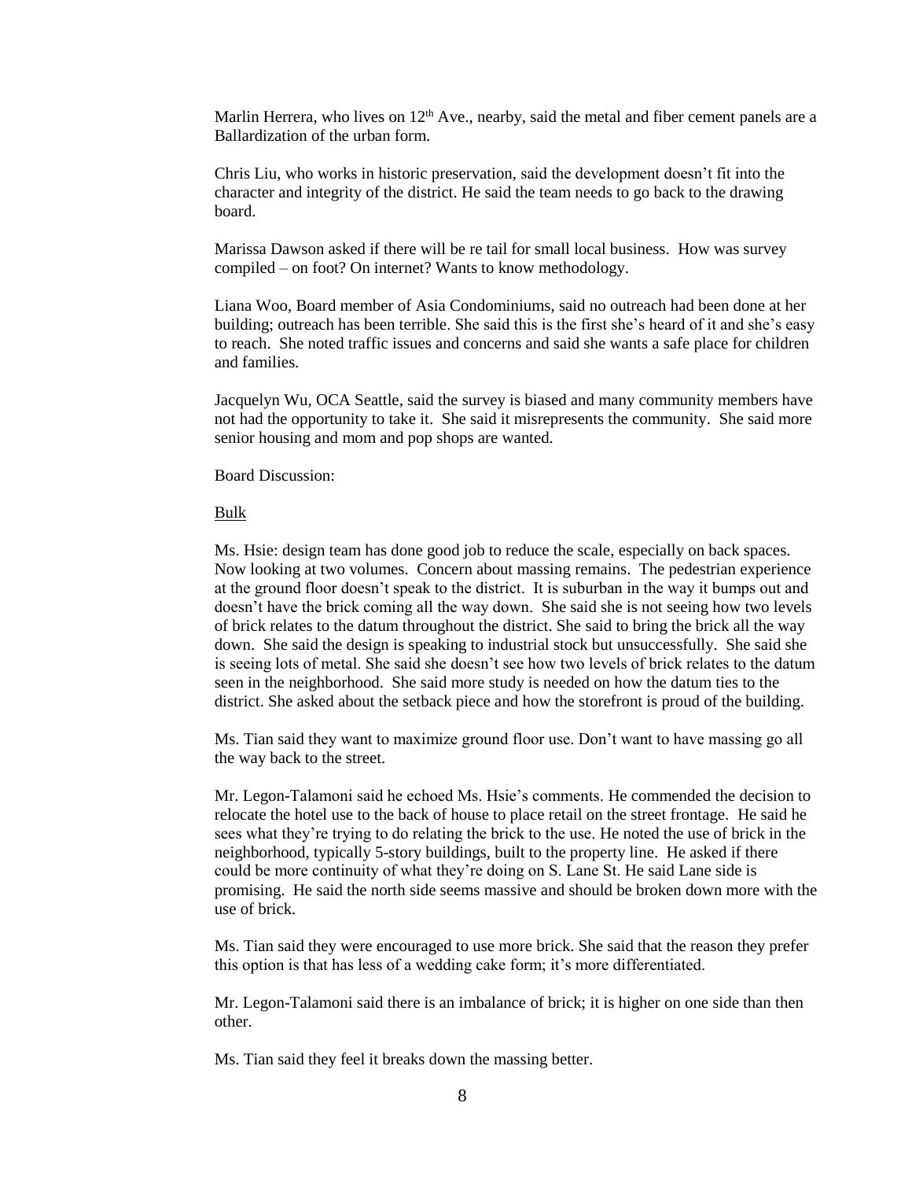Marlin Herrera, who lives on 12th Ave., nearby, said the metal and fiber cement panels are a Ballardization of the urban form.

Chris Liu, who works in historic preservation, said the development doesn't fit into the character and integrity of the district. He said the team needs to go back to the drawing board.

Marissa Dawson asked if there will be re tail for small local business. How was survey compiled – on foot? On internet? Wants to know methodology.

Liana Woo, Board member of Asia Condominiums, said no outreach had been done at her building; outreach has been terrible. She said this is the first she's heard of it and she's easy to reach. She noted traffic issues and concerns and said she wants a safe place for children and families.

Jacquelyn Wu, OCA Seattle, said the survey is biased and many community members have not had the opportunity to take it. She said it misrepresents the community. She said more senior housing and mom and pop shops are wanted.

Board Discussion:

Bulk

Ms. Hsie: design team has done good job to reduce the scale, especially on back spaces. Now looking at two volumes. Concern about massing remains. The pedestrian experience at the ground floor doesn't speak to the district. It is suburban in the way it bumps out and doesn't have the brick coming all the way down. She said she is not seeing how two levels of brick relates to the datum throughout the district. She said to bring the brick all the way down. She said the design is speaking to industrial stock but unsuccessfully. She said she is seeing lots of metal. She said she doesn't see how two levels of brick relates to the datum seen in the neighborhood. She said more study is needed on how the datum ties to the district. She asked about the setback piece and how the storefront is proud of the building.

Ms. Tian said they want to maximize ground floor use. Don't want to have massing go all the way back to the street.

Mr. Legon-Talamoni said he echoed Ms. Hsie's comments. He commended the decision to relocate the hotel use to the back of house to place retail on the street frontage. He said he sees what they're trying to do relating the brick to the use. He noted the use of brick in the neighborhood, typically 5-story buildings, built to the property line. He asked if there could be more continuity of what they're doing on S. Lane St. He said Lane side is promising. He said the north side seems massive and should be broken down more with the use of brick.

Ms. Tian said they were encouraged to use more brick. She said that the reason they prefer this option is that has less of a wedding cake form; it's more differentiated.

Mr. Legon-Talamoni said there is an imbalance of brick; it is higher on one side than then other.

Ms. Tian said they feel it breaks down the massing better.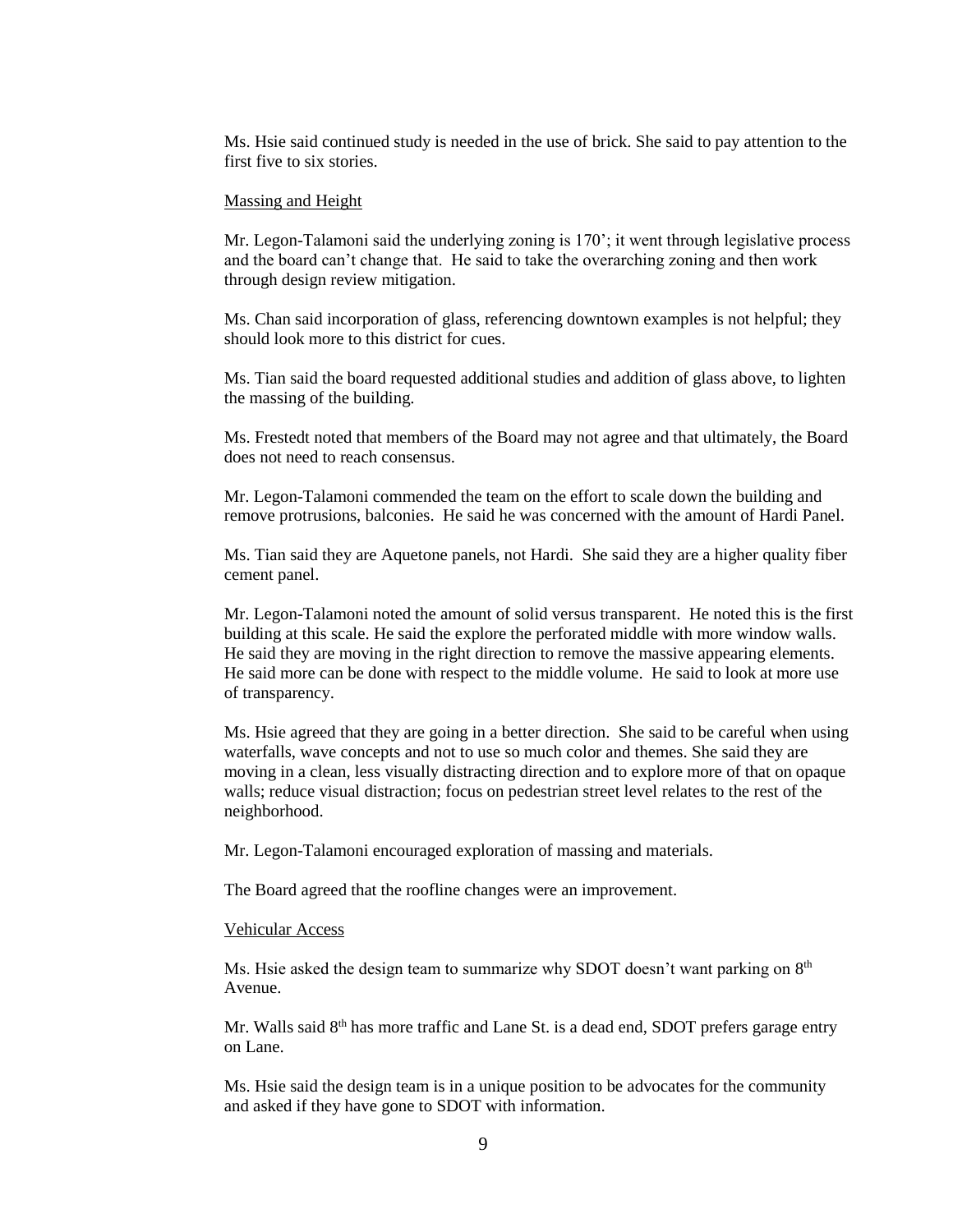Ms. Hsie said continued study is needed in the use of brick. She said to pay attention to the first five to six stories.

Massing and Height

Mr. Legon-Talamoni said the underlying zoning is 170'; it went through legislative process and the board can't change that. He said to take the overarching zoning and then work through design review mitigation.

Ms. Chan said incorporation of glass, referencing downtown examples is not helpful; they should look more to this district for cues.

Ms. Tian said the board requested additional studies and addition of glass above, to lighten the massing of the building.

Ms. Frestedt noted that members of the Board may not agree and that ultimately, the Board does not need to reach consensus.

Mr. Legon-Talamoni commended the team on the effort to scale down the building and remove protrusions, balconies. He said he was concerned with the amount of Hardi Panel.

Ms. Tian said they are Aquetone panels, not Hardi. She said they are a higher quality fiber cement panel.

Mr. Legon-Talamoni noted the amount of solid versus transparent. He noted this is the first building at this scale. He said the explore the perforated middle with more window walls. He said they are moving in the right direction to remove the massive appearing elements. He said more can be done with respect to the middle volume. He said to look at more use of transparency.

Ms. Hsie agreed that they are going in a better direction. She said to be careful when using waterfalls, wave concepts and not to use so much color and themes. She said they are moving in a clean, less visually distracting direction and to explore more of that on opaque walls; reduce visual distraction; focus on pedestrian street level relates to the rest of the neighborhood.

Mr. Legon-Talamoni encouraged exploration of massing and materials.

The Board agreed that the roofline changes were an improvement.

Vehicular Access

Ms. Hsie asked the design team to summarize why SDOT doesn't want parking on 8th Avenue.

Mr. Walls said 8th has more traffic and Lane St. is a dead end, SDOT prefers garage entry on Lane.

Ms. Hsie said the design team is in a unique position to be advocates for the community and asked if they have gone to SDOT with information.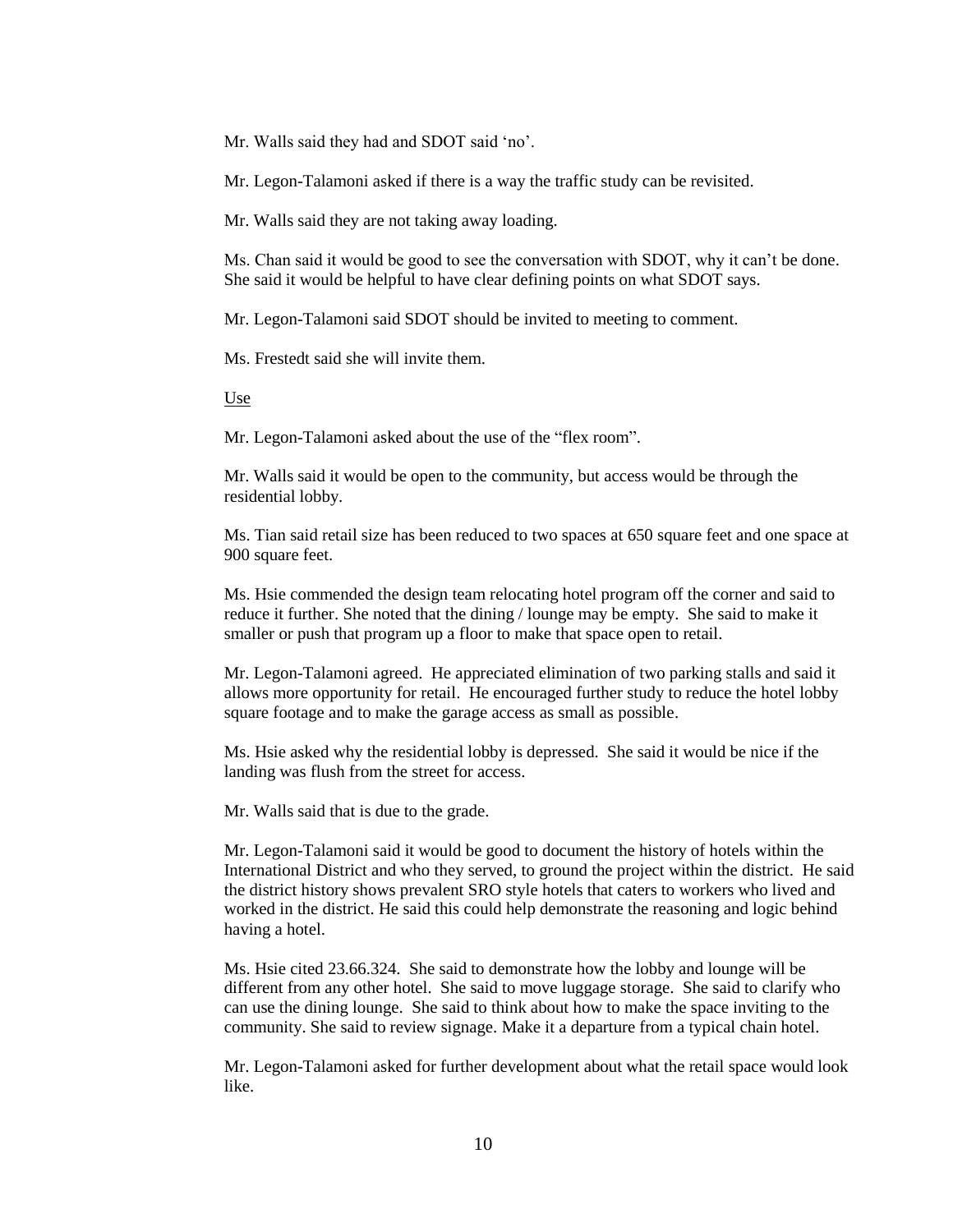Mr. Walls said they had and SDOT said 'no'.

Mr. Legon-Talamoni asked if there is a way the traffic study can be revisited.

Mr. Walls said they are not taking away loading.

Ms. Chan said it would be good to see the conversation with SDOT, why it can't be done. She said it would be helpful to have clear defining points on what SDOT says.

Mr. Legon-Talamoni said SDOT should be invited to meeting to comment.

Ms. Frestedt said she will invite them.

<u>Use</u>

Mr. Legon-Talamoni asked about the use of the "flex room".

Mr. Walls said it would be open to the community, but access would be through the residential lobby.

Ms. Tian said retail size has been reduced to two spaces at 650 square feet and one space at 900 square feet.

Ms. Hsie commended the design team relocating hotel program off the corner and said to reduce it further. She noted that the dining / lounge may be empty. She said to make it smaller or push that program up a floor to make that space open to retail.

Mr. Legon-Talamoni agreed. He appreciated elimination of two parking stalls and said it allows more opportunity for retail. He encouraged further study to reduce the hotel lobby square footage and to make the garage access as small as possible.

Ms. Hsie asked why the residential lobby is depressed. She said it would be nice if the landing was flush from the street for access.

Mr. Walls said that is due to the grade.

Mr. Legon-Talamoni said it would be good to document the history of hotels within the International District and who they served, to ground the project within the district. He said the district history shows prevalent SRO style hotels that caters to workers who lived and worked in the district. He said this could help demonstrate the reasoning and logic behind having a hotel.

Ms. Hsie cited 23.66.324. She said to demonstrate how the lobby and lounge will be different from any other hotel. She said to move luggage storage. She said to clarify who can use the dining lounge. She said to think about how to make the space inviting to the community. She said to review signage. Make it a departure from a typical chain hotel.

Mr. Legon-Talamoni asked for further development about what the retail space would look like.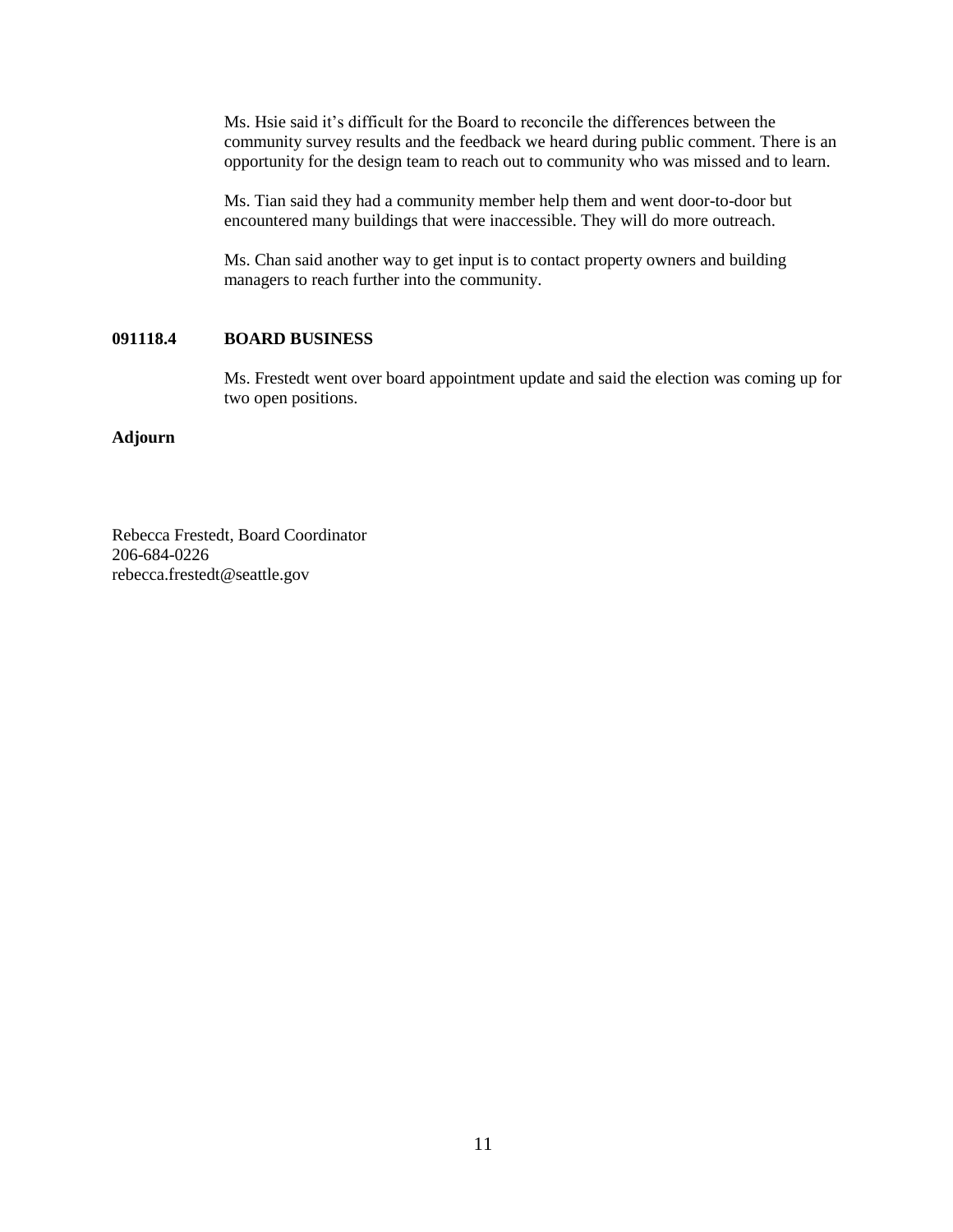Ms. Hsie said it's difficult for the Board to reconcile the differences between the community survey results and the feedback we heard during public comment. There is an opportunity for the design team to reach out to community who was missed and to learn.

Ms. Tian said they had a community member help them and went door-to-door but encountered many buildings that were inaccessible. They will do more outreach.

Ms. Chan said another way to get input is to contact property owners and building managers to reach further into the community.

**091118.4 BOARD BUSINESS**

Ms. Frestedt went over board appointment update and said the election was coming up for two open positions.

**Adjourn**

Rebecca Frestedt, Board Coordinator
206-684-0226
rebecca.frestedt@seattle.gov